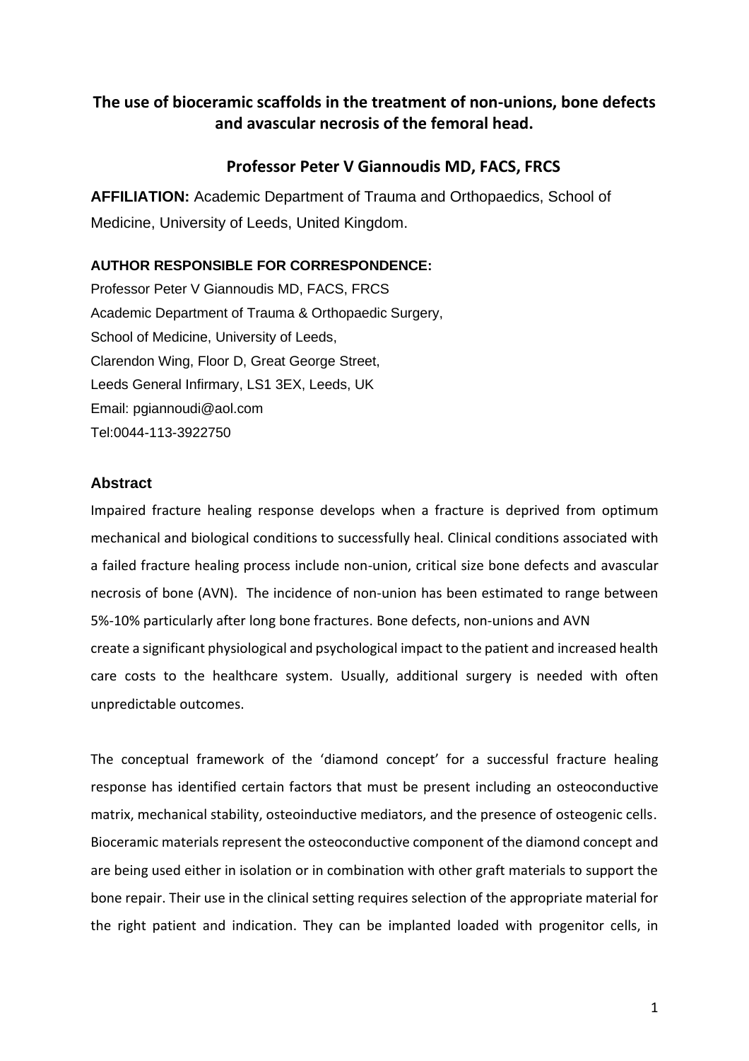# The use of bioceramic scaffolds in the treatment of non-unions, bone defects and avascular necrosis of the femoral head.

**Professor Peter V Giannoudis MD, FACS, FRCS**

**AFFILIATION:** Academic Department of Trauma and Orthopaedics, School of Medicine, University of Leeds, United Kingdom.

**AUTHOR RESPONSIBLE FOR CORRESPONDENCE:**

Professor Peter V Giannoudis MD, FACS, FRCS
Academic Department of Trauma & Orthopaedic Surgery,
School of Medicine, University of Leeds,
Clarendon Wing, Floor D, Great George Street,
Leeds General Infirmary, LS1 3EX, Leeds, UK
Email: pgiannoudi@aol.com
Tel:0044-113-3922750

## Abstract

Impaired fracture healing response develops when a fracture is deprived from optimum mechanical and biological conditions to successfully heal. Clinical conditions associated with a failed fracture healing process include non-union, critical size bone defects and avascular necrosis of bone (AVN). The incidence of non-union has been estimated to range between 5%-10% particularly after long bone fractures. Bone defects, non-unions and AVN create a significant physiological and psychological impact to the patient and increased health care costs to the healthcare system. Usually, additional surgery is needed with often unpredictable outcomes.

The conceptual framework of the 'diamond concept' for a successful fracture healing response has identified certain factors that must be present including an osteoconductive matrix, mechanical stability, osteoinductive mediators, and the presence of osteogenic cells. Bioceramic materials represent the osteoconductive component of the diamond concept and are being used either in isolation or in combination with other graft materials to support the bone repair. Their use in the clinical setting requires selection of the appropriate material for the right patient and indication. They can be implanted loaded with progenitor cells, in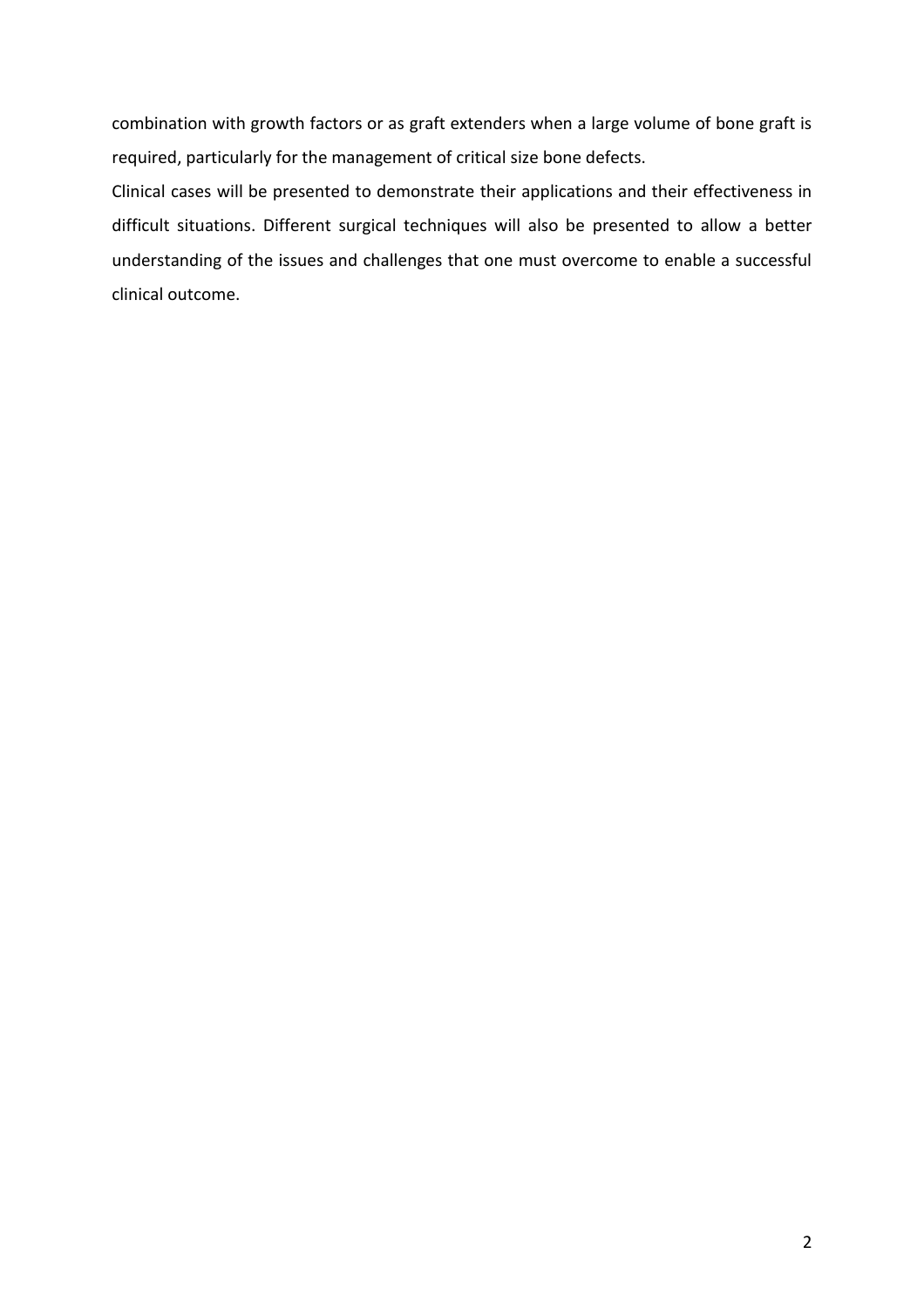combination with growth factors or as graft extenders when a large volume of bone graft is required, particularly for the management of critical size bone defects.

Clinical cases will be presented to demonstrate their applications and their effectiveness in difficult situations. Different surgical techniques will also be presented to allow a better understanding of the issues and challenges that one must overcome to enable a successful clinical outcome.